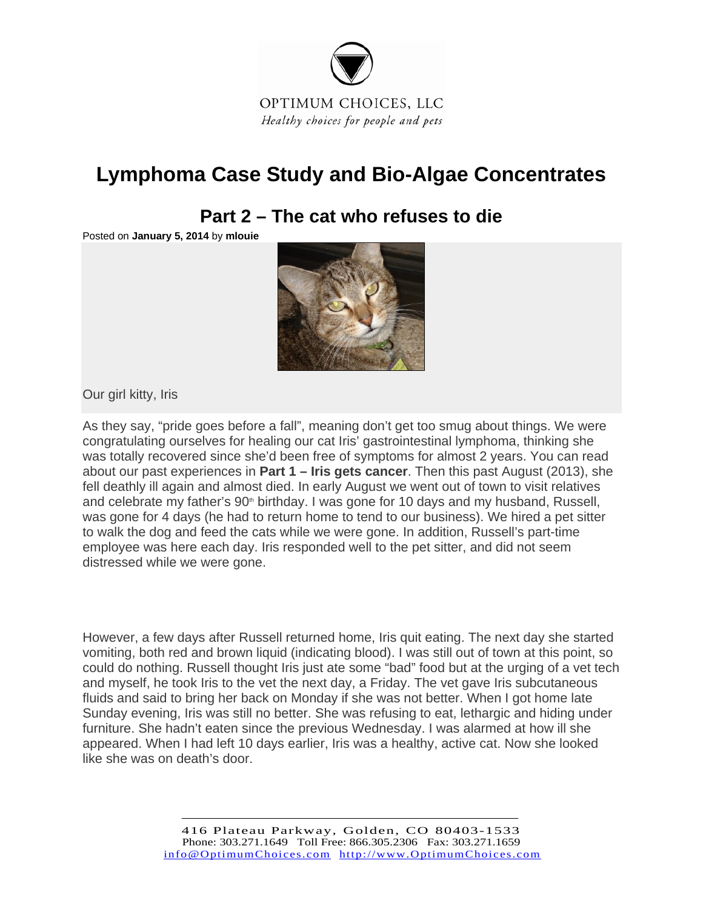OPTIMUM CHOICES, LLC

*Healthy choices for people and pets*

# Lymphoma Case Study and Bio-Algae Concentrates

## Part 2 – The cat who refuses to die

Posted on **January 5, 2014** by **mlouie**

Our girl kitty, Iris

As they say, "pride goes before a fall", meaning don't get too smug about things. We were congratulating ourselves for healing our cat Iris' gastrointestinal lymphoma, thinking she was totally recovered since she'd been free of symptoms for almost 2 years. You can read about our past experiences in **Part 1 – Iris gets cancer**. Then this past August (2013), she fell deathly ill again and almost died. In early August we went out of town to visit relatives and celebrate my father's 90th birthday. I was gone for 10 days and my husband, Russell, was gone for 4 days (he had to return home to tend to our business). We hired a pet sitter to walk the dog and feed the cats while we were gone. In addition, Russell's part-time employee was here each day. Iris responded well to the pet sitter, and did not seem distressed while we were gone.

However, a few days after Russell returned home, Iris quit eating. The next day she started vomiting, both red and brown liquid (indicating blood). I was still out of town at this point, so could do nothing. Russell thought Iris just ate some "bad" food but at the urging of a vet tech and myself, he took Iris to the vet the next day, a Friday. The vet gave Iris subcutaneous fluids and said to bring her back on Monday if she was not better. When I got home late Sunday evening, Iris was still no better. She was refusing to eat, lethargic and hiding under furniture. She hadn't eaten since the previous Wednesday. I was alarmed at how ill she appeared. When I had left 10 days earlier, Iris was a healthy, active cat. Now she looked like she was on death's door.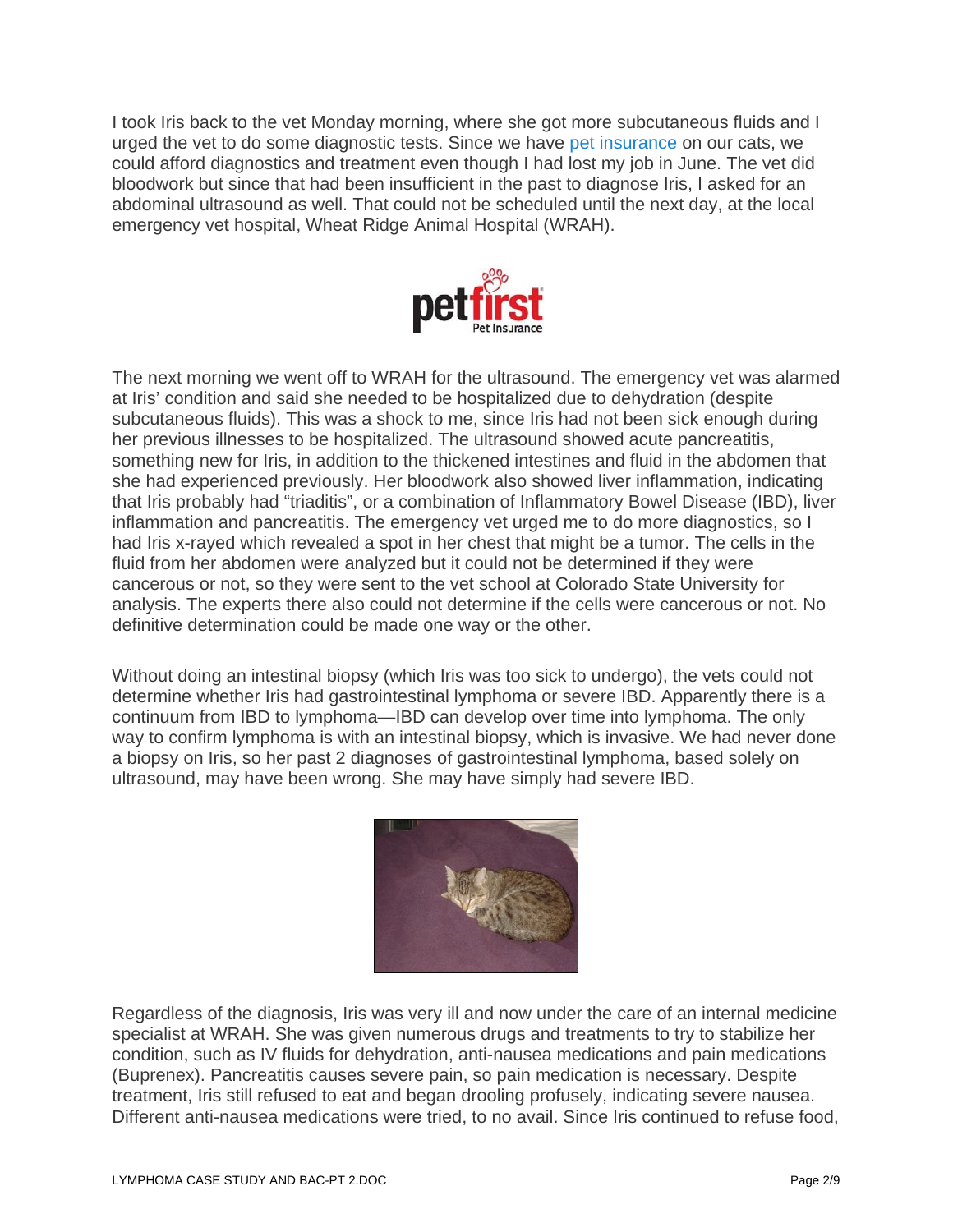I took Iris back to the vet Monday morning, where she got more subcutaneous fluids and I urged the vet to do some diagnostic tests. Since we have pet insurance on our cats, we could afford diagnostics and treatment even though I had lost my job in June. The vet did bloodwork but since that had been insufficient in the past to diagnose Iris, I asked for an abdominal ultrasound as well. That could not be scheduled until the next day, at the local emergency vet hospital, Wheat Ridge Animal Hospital (WRAH).

The next morning we went off to WRAH for the ultrasound. The emergency vet was alarmed at Iris' condition and said she needed to be hospitalized due to dehydration (despite subcutaneous fluids). This was a shock to me, since Iris had not been sick enough during her previous illnesses to be hospitalized. The ultrasound showed acute pancreatitis, something new for Iris, in addition to the thickened intestines and fluid in the abdomen that she had experienced previously. Her bloodwork also showed liver inflammation, indicating that Iris probably had "triaditis", or a combination of Inflammatory Bowel Disease (IBD), liver inflammation and pancreatitis. The emergency vet urged me to do more diagnostics, so I had Iris x-rayed which revealed a spot in her chest that might be a tumor. The cells in the fluid from her abdomen were analyzed but it could not be determined if they were cancerous or not, so they were sent to the vet school at Colorado State University for analysis. The experts there also could not determine if the cells were cancerous or not. No definitive determination could be made one way or the other.

Without doing an intestinal biopsy (which Iris was too sick to undergo), the vets could not determine whether Iris had gastrointestinal lymphoma or severe IBD. Apparently there is a continuum from IBD to lymphoma—IBD can develop over time into lymphoma. The only way to confirm lymphoma is with an intestinal biopsy, which is invasive. We had never done a biopsy on Iris, so her past 2 diagnoses of gastrointestinal lymphoma, based solely on ultrasound, may have been wrong. She may have simply had severe IBD.

Regardless of the diagnosis, Iris was very ill and now under the care of an internal medicine specialist at WRAH. She was given numerous drugs and treatments to try to stabilize her condition, such as IV fluids for dehydration, anti-nausea medications and pain medications (Buprenex). Pancreatitis causes severe pain, so pain medication is necessary. Despite treatment, Iris still refused to eat and began drooling profusely, indicating severe nausea. Different anti-nausea medications were tried, to no avail. Since Iris continued to refuse food,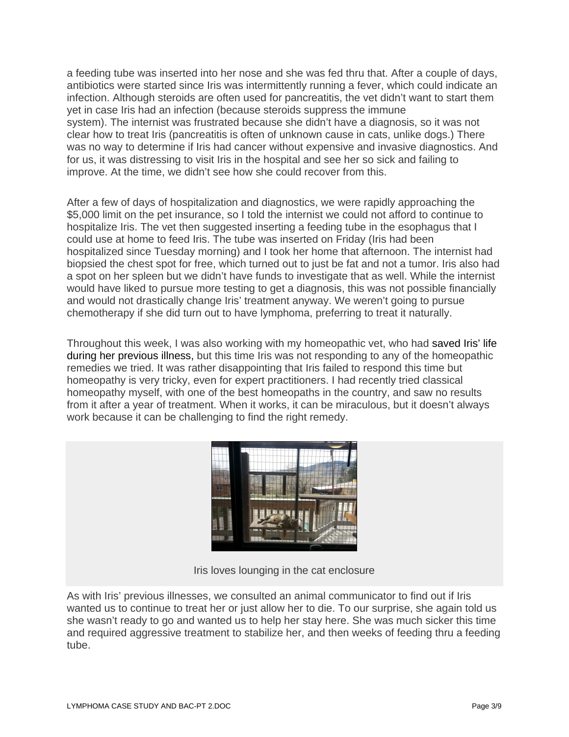a feeding tube was inserted into her nose and she was fed thru that. After a couple of days, antibiotics were started since Iris was intermittently running a fever, which could indicate an infection. Although steroids are often used for pancreatitis, the vet didn't want to start them yet in case Iris had an infection (because steroids suppress the immune system). The internist was frustrated because she didn't have a diagnosis, so it was not clear how to treat Iris (pancreatitis is often of unknown cause in cats, unlike dogs.) There was no way to determine if Iris had cancer without expensive and invasive diagnostics. And for us, it was distressing to visit Iris in the hospital and see her so sick and failing to improve. At the time, we didn't see how she could recover from this.

After a few of days of hospitalization and diagnostics, we were rapidly approaching the $5,000 limit on the pet insurance, so I told the internist we could not afford to continue to hospitalize Iris. The vet then suggested inserting a feeding tube in the esophagus that I could use at home to feed Iris. The tube was inserted on Friday (Iris had been hospitalized since Tuesday morning) and I took her home that afternoon. The internist had biopsied the chest spot for free, which turned out to just be fat and not a tumor. Iris also had a spot on her spleen but we didn't have funds to investigate that as well. While the internist would have liked to pursue more testing to get a diagnosis, this was not possible financially and would not drastically change Iris' treatment anyway. We weren't going to pursue chemotherapy if she did turn out to have lymphoma, preferring to treat it naturally.

Throughout this week, I was also working with my homeopathic vet, who had saved Iris' life during her previous illness, but this time Iris was not responding to any of the homeopathic remedies we tried. It was rather disappointing that Iris failed to respond this time but homeopathy is very tricky, even for expert practitioners. I had recently tried classical homeopathy myself, with one of the best homeopaths in the country, and saw no results from it after a year of treatment. When it works, it can be miraculous, but it doesn't always work because it can be challenging to find the right remedy.

Iris loves lounging in the cat enclosure

As with Iris' previous illnesses, we consulted an animal communicator to find out if Iris wanted us to continue to treat her or just allow her to die. To our surprise, she again told us she wasn't ready to go and wanted us to help her stay here. She was much sicker this time and required aggressive treatment to stabilize her, and then weeks of feeding thru a feeding tube.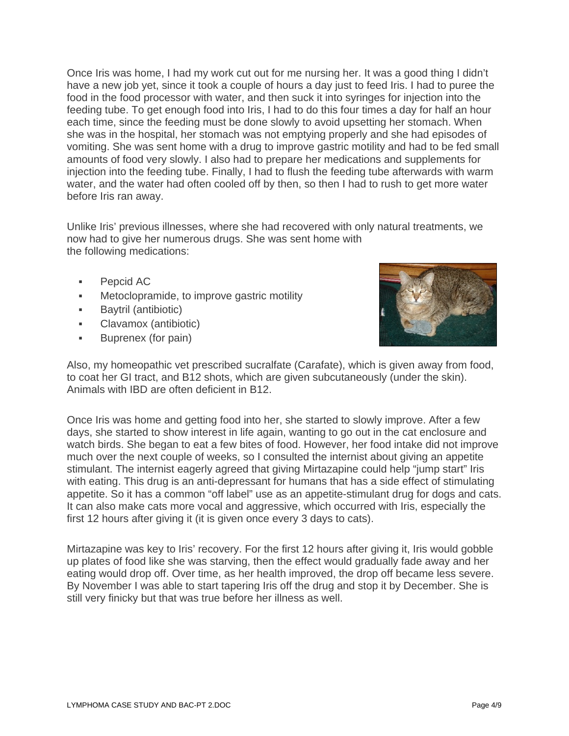Once Iris was home, I had my work cut out for me nursing her. It was a good thing I didn't have a new job yet, since it took a couple of hours a day just to feed Iris. I had to puree the food in the food processor with water, and then suck it into syringes for injection into the feeding tube. To get enough food into Iris, I had to do this four times a day for half an hour each time, since the feeding must be done slowly to avoid upsetting her stomach. When she was in the hospital, her stomach was not emptying properly and she had episodes of vomiting. She was sent home with a drug to improve gastric motility and had to be fed small amounts of food very slowly. I also had to prepare her medications and supplements for injection into the feeding tube. Finally, I had to flush the feeding tube afterwards with warm water, and the water had often cooled off by then, so then I had to rush to get more water before Iris ran away.

Unlike Iris' previous illnesses, where she had recovered with only natural treatments, we now had to give her numerous drugs. She was sent home with the following medications:

- Pepcid AC
- Metoclopramide, to improve gastric motility
- Baytril (antibiotic)
- Clavamox (antibiotic)
- Buprenex (for pain)

Also, my homeopathic vet prescribed sucralfate (Carafate), which is given away from food, to coat her GI tract, and B12 shots, which are given subcutaneously (under the skin). Animals with IBD are often deficient in B12.

Once Iris was home and getting food into her, she started to slowly improve. After a few days, she started to show interest in life again, wanting to go out in the cat enclosure and watch birds. She began to eat a few bites of food. However, her food intake did not improve much over the next couple of weeks, so I consulted the internist about giving an appetite stimulant. The internist eagerly agreed that giving Mirtazapine could help "jump start" Iris with eating. This drug is an anti-depressant for humans that has a side effect of stimulating appetite. So it has a common "off label" use as an appetite-stimulant drug for dogs and cats. It can also make cats more vocal and aggressive, which occurred with Iris, especially the first 12 hours after giving it (it is given once every 3 days to cats).

Mirtazapine was key to Iris' recovery. For the first 12 hours after giving it, Iris would gobble up plates of food like she was starving, then the effect would gradually fade away and her eating would drop off. Over time, as her health improved, the drop off became less severe. By November I was able to start tapering Iris off the drug and stop it by December. She is still very finicky but that was true before her illness as well.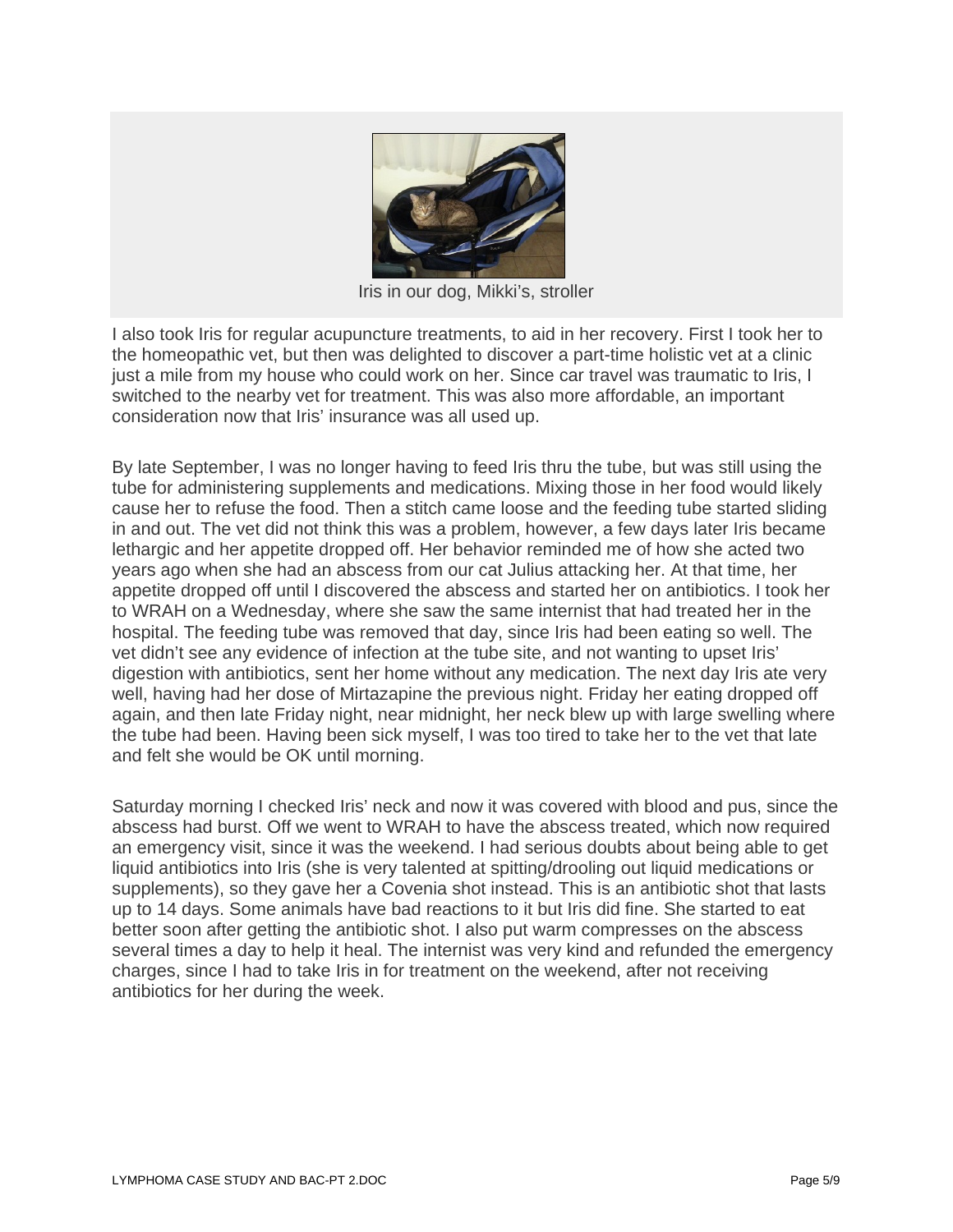Iris in our dog, Mikki's, stroller

I also took Iris for regular acupuncture treatments, to aid in her recovery. First I took her to the homeopathic vet, but then was delighted to discover a part-time holistic vet at a clinic just a mile from my house who could work on her. Since car travel was traumatic to Iris, I switched to the nearby vet for treatment. This was also more affordable, an important consideration now that Iris' insurance was all used up.

By late September, I was no longer having to feed Iris thru the tube, but was still using the tube for administering supplements and medications. Mixing those in her food would likely cause her to refuse the food. Then a stitch came loose and the feeding tube started sliding in and out. The vet did not think this was a problem, however, a few days later Iris became lethargic and her appetite dropped off. Her behavior reminded me of how she acted two years ago when she had an abscess from our cat Julius attacking her. At that time, her appetite dropped off until I discovered the abscess and started her on antibiotics. I took her to WRAH on a Wednesday, where she saw the same internist that had treated her in the hospital. The feeding tube was removed that day, since Iris had been eating so well. The vet didn't see any evidence of infection at the tube site, and not wanting to upset Iris' digestion with antibiotics, sent her home without any medication. The next day Iris ate very well, having had her dose of Mirtazapine the previous night. Friday her eating dropped off again, and then late Friday night, near midnight, her neck blew up with large swelling where the tube had been. Having been sick myself, I was too tired to take her to the vet that late and felt she would be OK until morning.

Saturday morning I checked Iris' neck and now it was covered with blood and pus, since the abscess had burst. Off we went to WRAH to have the abscess treated, which now required an emergency visit, since it was the weekend. I had serious doubts about being able to get liquid antibiotics into Iris (she is very talented at spitting/drooling out liquid medications or supplements), so they gave her a Covenia shot instead. This is an antibiotic shot that lasts up to 14 days. Some animals have bad reactions to it but Iris did fine. She started to eat better soon after getting the antibiotic shot. I also put warm compresses on the abscess several times a day to help it heal. The internist was very kind and refunded the emergency charges, since I had to take Iris in for treatment on the weekend, after not receiving antibiotics for her during the week.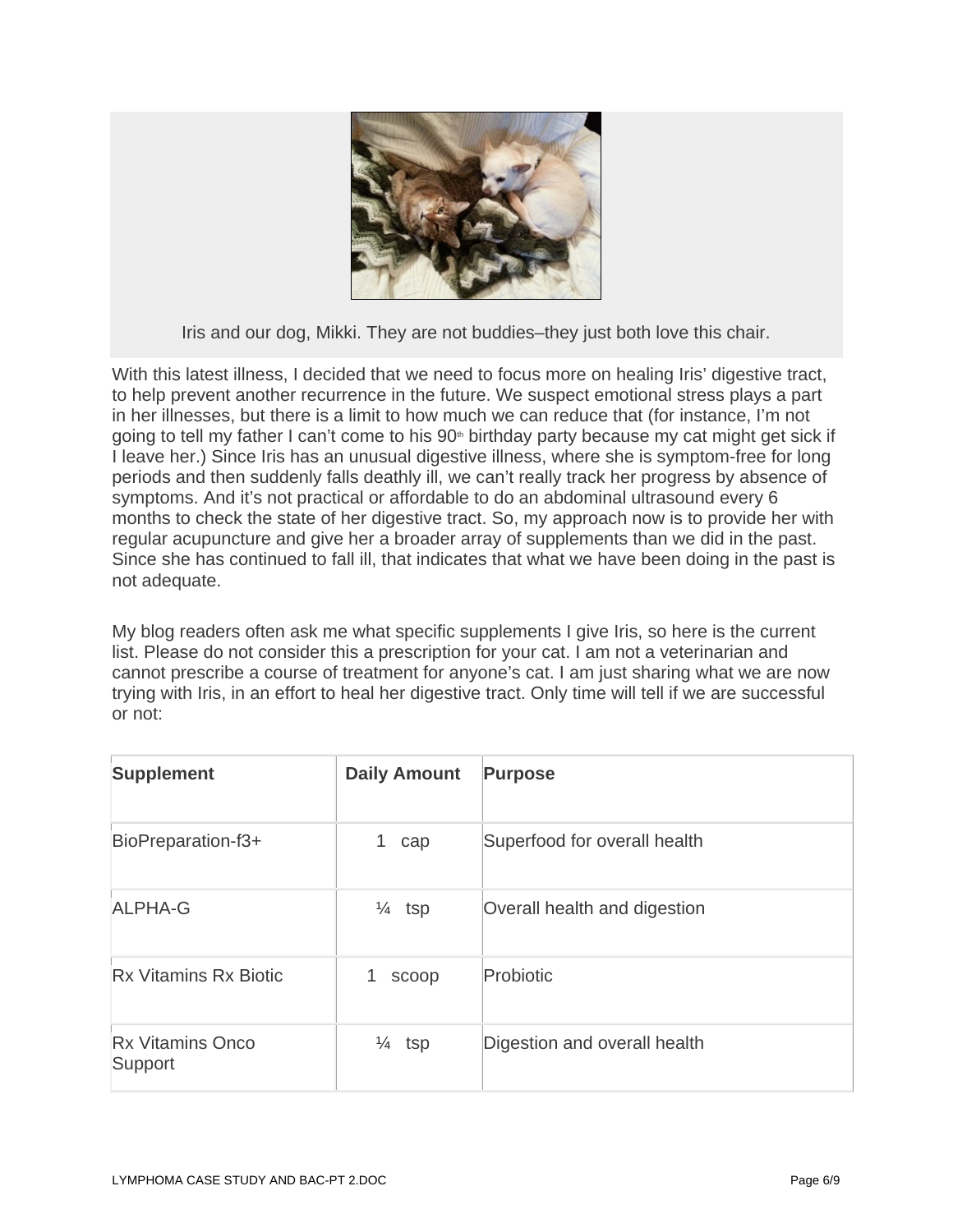Iris and our dog, Mikki. They are not buddies–they just both love this chair.

With this latest illness, I decided that we need to focus more on healing Iris' digestive tract, to help prevent another recurrence in the future. We suspect emotional stress plays a part in her illnesses, but there is a limit to how much we can reduce that (for instance, I'm not going to tell my father I can't come to his 90th birthday party because my cat might get sick if I leave her.) Since Iris has an unusual digestive illness, where she is symptom-free for long periods and then suddenly falls deathly ill, we can't really track her progress by absence of symptoms. And it's not practical or affordable to do an abdominal ultrasound every 6 months to check the state of her digestive tract. So, my approach now is to provide her with regular acupuncture and give her a broader array of supplements than we did in the past. Since she has continued to fall ill, that indicates that what we have been doing in the past is not adequate.

My blog readers often ask me what specific supplements I give Iris, so here is the current list. Please do not consider this a prescription for your cat. I am not a veterinarian and cannot prescribe a course of treatment for anyone's cat. I am just sharing what we are now trying with Iris, in an effort to heal her digestive tract. Only time will tell if we are successful or not:

| **Supplement** | **Daily Amount** | **Purpose** |
| --- | --- | --- |
| BioPreparation-f3+ | 1 cap | Superfood for overall health |
| ALPHA-G | ¼ tsp | Overall health and digestion |
| Rx Vitamins Rx Biotic | 1 scoop | Probiotic |
| Rx Vitamins Onco Support | ¼ tsp | Digestion and overall health |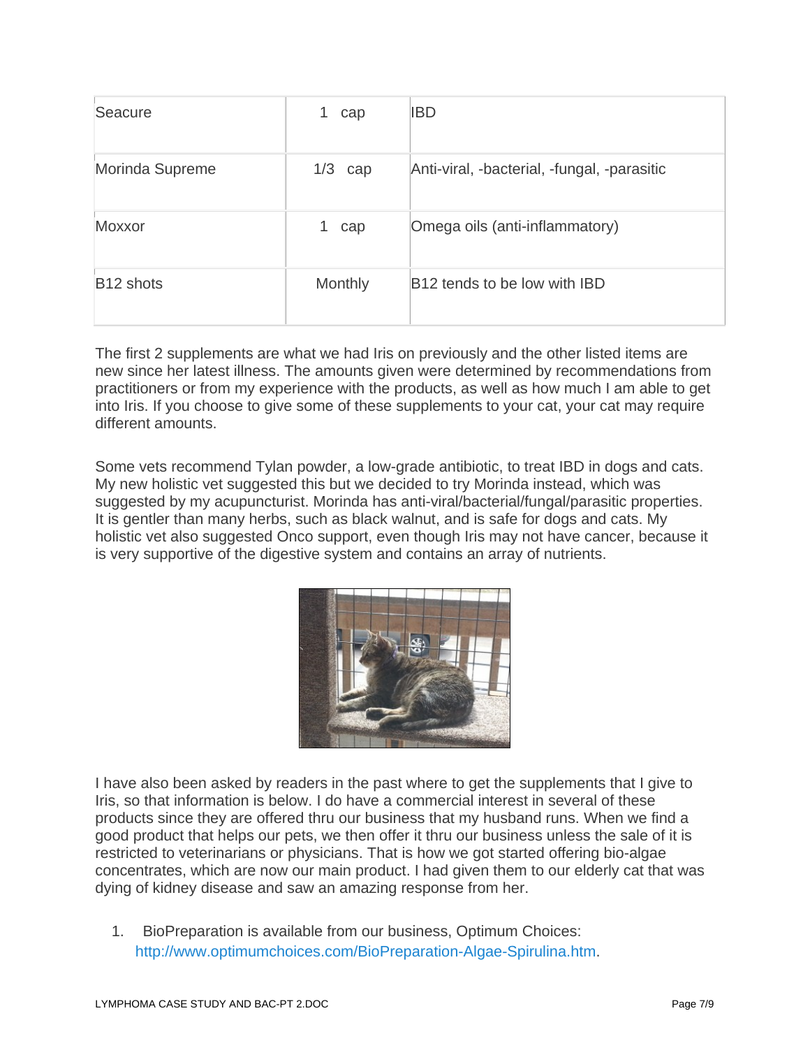| Seacure | 1 cap | IBD |
|---|---|---|
| Morinda Supreme | 1/3 cap | Anti-viral, -bacterial, -fungal, -parasitic |
| Moxxor | 1 cap | Omega oils (anti-inflammatory) |
| B12 shots | Monthly | B12 tends to be low with IBD |

The first 2 supplements are what we had Iris on previously and the other listed items are new since her latest illness. The amounts given were determined by recommendations from practitioners or from my experience with the products, as well as how much I am able to get into Iris. If you choose to give some of these supplements to your cat, your cat may require different amounts.

Some vets recommend Tylan powder, a low-grade antibiotic, to treat IBD in dogs and cats. My new holistic vet suggested this but we decided to try Morinda instead, which was suggested by my acupuncturist. Morinda has anti-viral/bacterial/fungal/parasitic properties. It is gentler than many herbs, such as black walnut, and is safe for dogs and cats. My holistic vet also suggested Onco support, even though Iris may not have cancer, because it is very supportive of the digestive system and contains an array of nutrients.

I have also been asked by readers in the past where to get the supplements that I give to Iris, so that information is below. I do have a commercial interest in several of these products since they are offered thru our business that my husband runs. When we find a good product that helps our pets, we then offer it thru our business unless the sale of it is restricted to veterinarians or physicians. That is how we got started offering bio-algae concentrates, which are now our main product. I had given them to our elderly cat that was dying of kidney disease and saw an amazing response from her.

1. BioPreparation is available from our business, Optimum Choices: http://www.optimumchoices.com/BioPreparation-Algae-Spirulina.htm.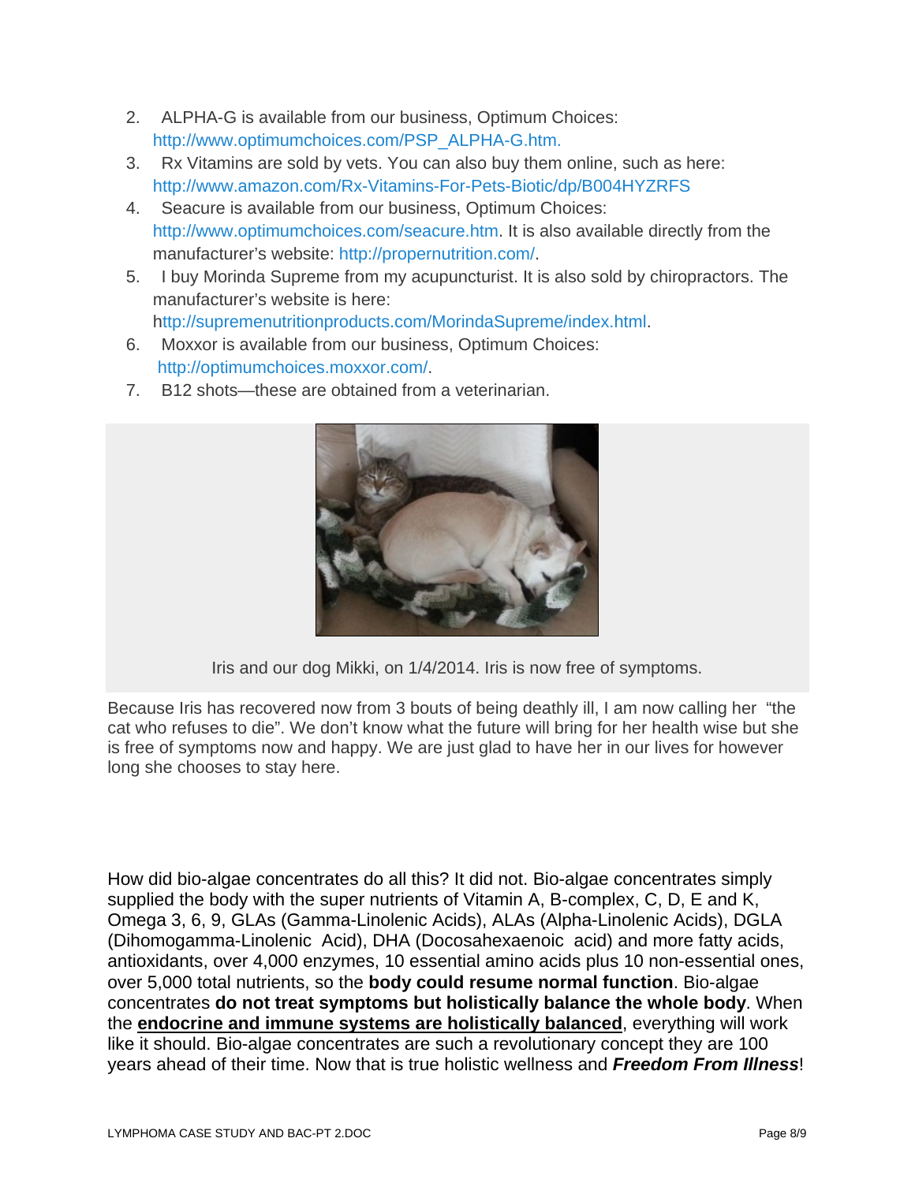2. ALPHA-G is available from our business, Optimum Choices: http://www.optimumchoices.com/PSP_ALPHA-G.htm.
3. Rx Vitamins are sold by vets. You can also buy them online, such as here: http://www.amazon.com/Rx-Vitamins-For-Pets-Biotic/dp/B004HYZRFS
4. Seacure is available from our business, Optimum Choices: http://www.optimumchoices.com/seacure.htm. It is also available directly from the manufacturer's website: http://propernutrition.com/.
5. I buy Morinda Supreme from my acupuncturist. It is also sold by chiropractors. The manufacturer's website is here: http://supremenutritionproducts.com/MorindaSupreme/index.html.
6. Moxxor is available from our business, Optimum Choices: http://optimumchoices.moxxor.com/.
7. B12 shots—these are obtained from a veterinarian.

Iris and our dog Mikki, on 1/4/2014. Iris is now free of symptoms.

Because Iris has recovered now from 3 bouts of being deathly ill, I am now calling her "the cat who refuses to die". We don't know what the future will bring for her health wise but she is free of symptoms now and happy. We are just glad to have her in our lives for however long she chooses to stay here.

How did bio-algae concentrates do all this? It did not. Bio-algae concentrates simply supplied the body with the super nutrients of Vitamin A, B-complex, C, D, E and K, Omega 3, 6, 9, GLAs (Gamma-Linolenic Acids), ALAs (Alpha-Linolenic Acids), DGLA (Dihomogamma-Linolenic Acid), DHA (Docosahexaenoic acid) and more fatty acids, antioxidants, over 4,000 enzymes, 10 essential amino acids plus 10 non-essential ones, over 5,000 total nutrients, so the **body could resume normal function**. Bio-algae concentrates **do not treat symptoms but holistically balance the whole body**. When the <u>**endocrine and immune systems are holistically balanced**</u>, everything will work like it should. Bio-algae concentrates are such a revolutionary concept they are 100 years ahead of their time. Now that is true holistic wellness and ***Freedom From Illness***!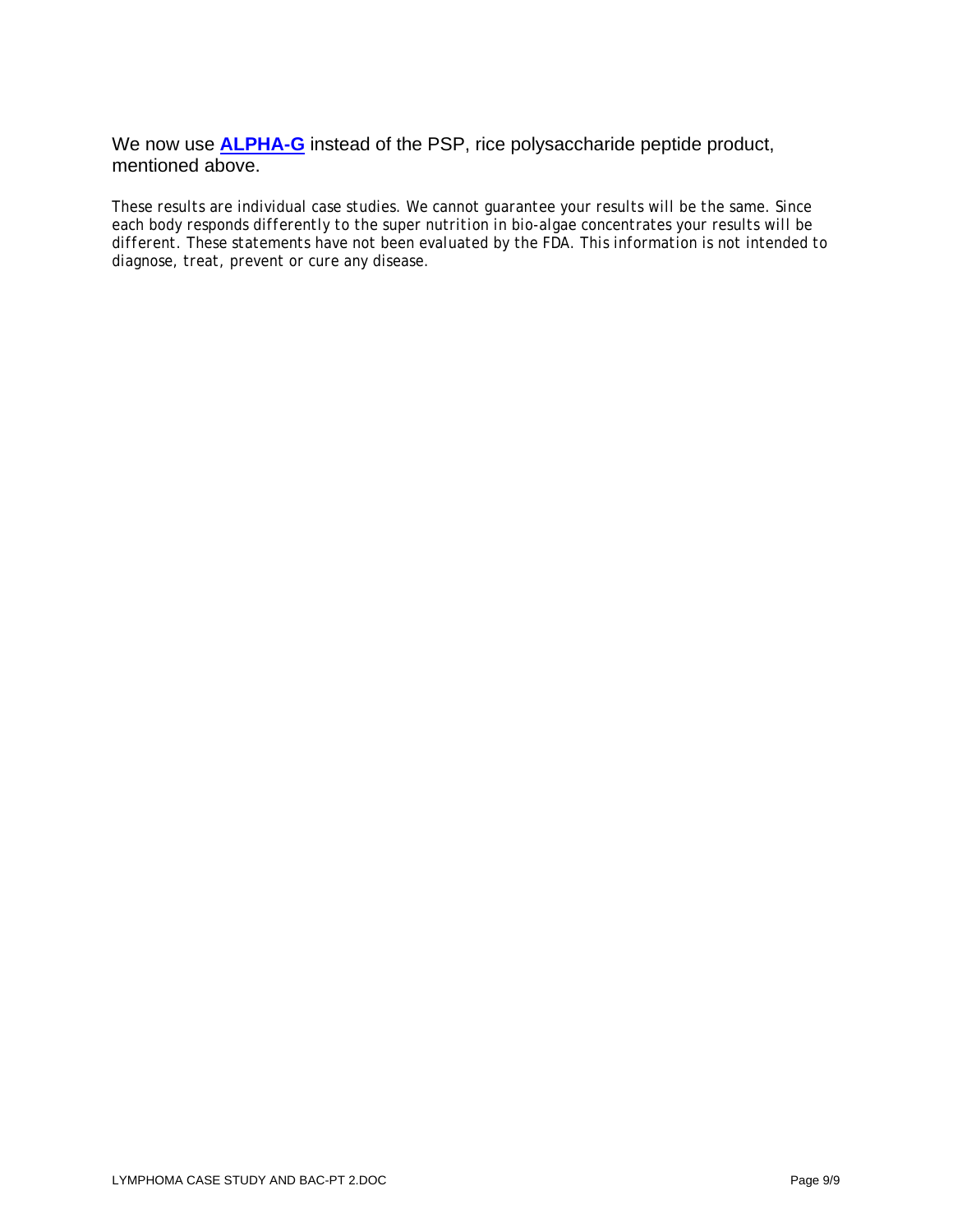We now use **ALPHA-G** instead of the PSP, rice polysaccharide peptide product, mentioned above.

*These results are individual case studies. We cannot guarantee your results will be the same. Since each body responds differently to the super nutrition in bio-algae concentrates your results will be different. These statements have not been evaluated by the FDA. This information is not intended to diagnose, treat, prevent or cure any disease.*